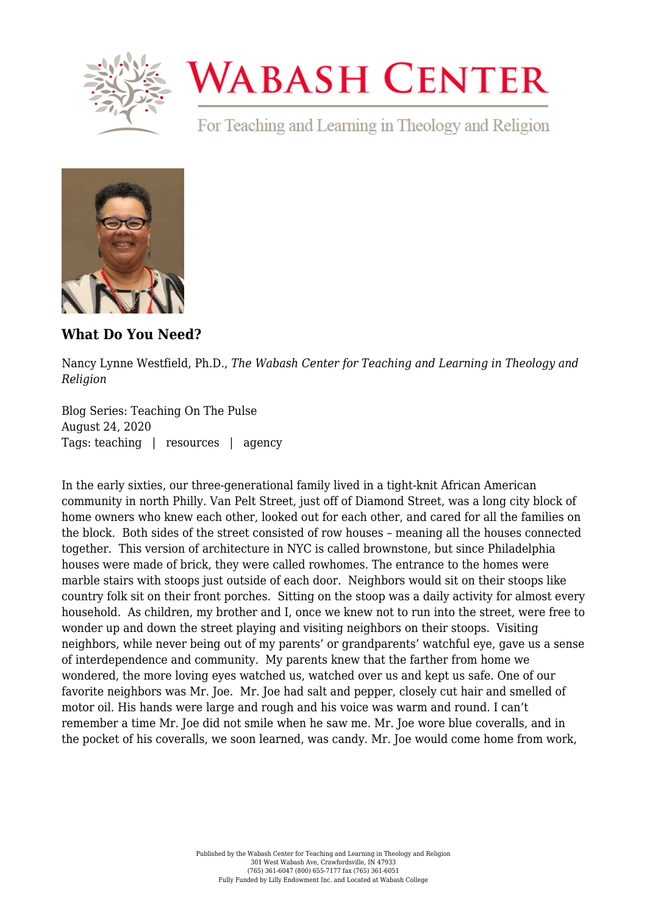### What Do You Need?

Nancy Lynne Westfield, Ph.D., *The Wabash Center for Teaching and Learning in Theology and Religion*

Blog Series: Teaching On The Pulse
August 24, 2020
Tags: teaching | resources | agency

In the early sixties, our three-generational family lived in a tight-knit African American community in north Philly. Van Pelt Street, just off of Diamond Street, was a long city block of home owners who knew each other, looked out for each other, and cared for all the families on the block. Both sides of the street consisted of row houses – meaning all the houses connected together. This version of architecture in NYC is called brownstone, but since Philadelphia houses were made of brick, they were called rowhomes. The entrance to the homes were marble stairs with stoops just outside of each door. Neighbors would sit on their stoops like country folk sit on their front porches. Sitting on the stoop was a daily activity for almost every household. As children, my brother and I, once we knew not to run into the street, were free to wonder up and down the street playing and visiting neighbors on their stoops. Visiting neighbors, while never being out of my parents' or grandparents' watchful eye, gave us a sense of interdependence and community. My parents knew that the farther from home we wondered, the more loving eyes watched us, watched over us and kept us safe. One of our favorite neighbors was Mr. Joe. Mr. Joe had salt and pepper, closely cut hair and smelled of motor oil. His hands were large and rough and his voice was warm and round. I can't remember a time Mr. Joe did not smile when he saw me. Mr. Joe wore blue coveralls, and in the pocket of his coveralls, we soon learned, was candy. Mr. Joe would come home from work,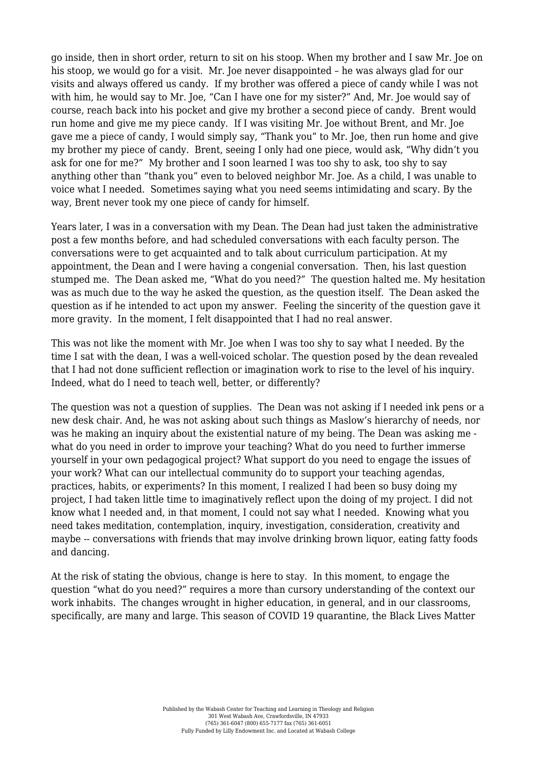go inside, then in short order, return to sit on his stoop. When my brother and I saw Mr. Joe on his stoop, we would go for a visit. Mr. Joe never disappointed – he was always glad for our visits and always offered us candy. If my brother was offered a piece of candy while I was not with him, he would say to Mr. Joe, "Can I have one for my sister?" And, Mr. Joe would say of course, reach back into his pocket and give my brother a second piece of candy. Brent would run home and give me my piece candy. If I was visiting Mr. Joe without Brent, and Mr. Joe gave me a piece of candy, I would simply say, "Thank you" to Mr. Joe, then run home and give my brother my piece of candy. Brent, seeing I only had one piece, would ask, "Why didn't you ask for one for me?" My brother and I soon learned I was too shy to ask, too shy to say anything other than "thank you" even to beloved neighbor Mr. Joe. As a child, I was unable to voice what I needed. Sometimes saying what you need seems intimidating and scary. By the way, Brent never took my one piece of candy for himself.

Years later, I was in a conversation with my Dean. The Dean had just taken the administrative post a few months before, and had scheduled conversations with each faculty person. The conversations were to get acquainted and to talk about curriculum participation. At my appointment, the Dean and I were having a congenial conversation. Then, his last question stumped me. The Dean asked me, "What do you need?" The question halted me. My hesitation was as much due to the way he asked the question, as the question itself. The Dean asked the question as if he intended to act upon my answer. Feeling the sincerity of the question gave it more gravity. In the moment, I felt disappointed that I had no real answer.

This was not like the moment with Mr. Joe when I was too shy to say what I needed. By the time I sat with the dean, I was a well-voiced scholar. The question posed by the dean revealed that I had not done sufficient reflection or imagination work to rise to the level of his inquiry. Indeed, what do I need to teach well, better, or differently?

The question was not a question of supplies. The Dean was not asking if I needed ink pens or a new desk chair. And, he was not asking about such things as Maslow's hierarchy of needs, nor was he making an inquiry about the existential nature of my being. The Dean was asking me - what do you need in order to improve your teaching? What do you need to further immerse yourself in your own pedagogical project? What support do you need to engage the issues of your work? What can our intellectual community do to support your teaching agendas, practices, habits, or experiments? In this moment, I realized I had been so busy doing my project, I had taken little time to imaginatively reflect upon the doing of my project. I did not know what I needed and, in that moment, I could not say what I needed. Knowing what you need takes meditation, contemplation, inquiry, investigation, consideration, creativity and maybe -- conversations with friends that may involve drinking brown liquor, eating fatty foods and dancing.

At the risk of stating the obvious, change is here to stay. In this moment, to engage the question "what do you need?" requires a more than cursory understanding of the context our work inhabits. The changes wrought in higher education, in general, and in our classrooms, specifically, are many and large. This season of COVID 19 quarantine, the Black Lives Matter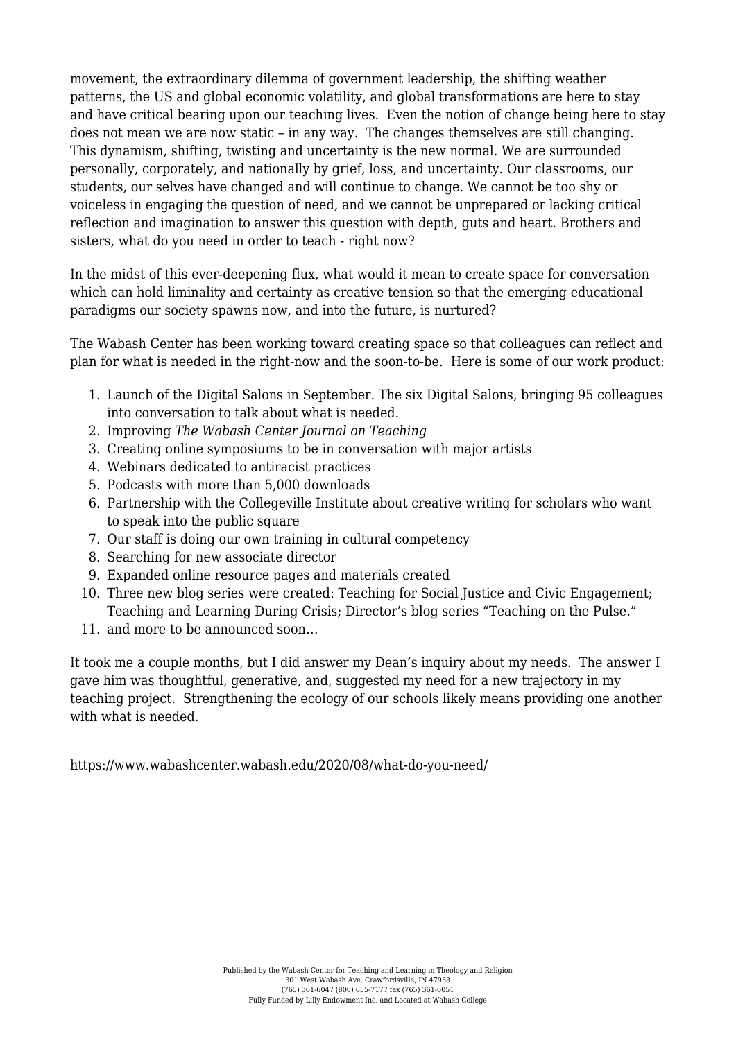movement, the extraordinary dilemma of government leadership, the shifting weather patterns, the US and global economic volatility, and global transformations are here to stay and have critical bearing upon our teaching lives. Even the notion of change being here to stay does not mean we are now static – in any way. The changes themselves are still changing. This dynamism, shifting, twisting and uncertainty is the new normal. We are surrounded personally, corporately, and nationally by grief, loss, and uncertainty. Our classrooms, our students, our selves have changed and will continue to change. We cannot be too shy or voiceless in engaging the question of need, and we cannot be unprepared or lacking critical reflection and imagination to answer this question with depth, guts and heart. Brothers and sisters, what do you need in order to teach - right now?

In the midst of this ever-deepening flux, what would it mean to create space for conversation which can hold liminality and certainty as creative tension so that the emerging educational paradigms our society spawns now, and into the future, is nurtured?

The Wabash Center has been working toward creating space so that colleagues can reflect and plan for what is needed in the right-now and the soon-to-be. Here is some of our work product:

1. Launch of the Digital Salons in September. The six Digital Salons, bringing 95 colleagues into conversation to talk about what is needed.
2. Improving *The Wabash Center Journal on Teaching*
3. Creating online symposiums to be in conversation with major artists
4. Webinars dedicated to antiracist practices
5. Podcasts with more than 5,000 downloads
6. Partnership with the Collegeville Institute about creative writing for scholars who want to speak into the public square
7. Our staff is doing our own training in cultural competency
8. Searching for new associate director
9. Expanded online resource pages and materials created
10. Three new blog series were created: Teaching for Social Justice and Civic Engagement; Teaching and Learning During Crisis; Director's blog series "Teaching on the Pulse."
11. and more to be announced soon…

It took me a couple months, but I did answer my Dean's inquiry about my needs. The answer I gave him was thoughtful, generative, and, suggested my need for a new trajectory in my teaching project. Strengthening the ecology of our schools likely means providing one another with what is needed.

https://www.wabashcenter.wabash.edu/2020/08/what-do-you-need/